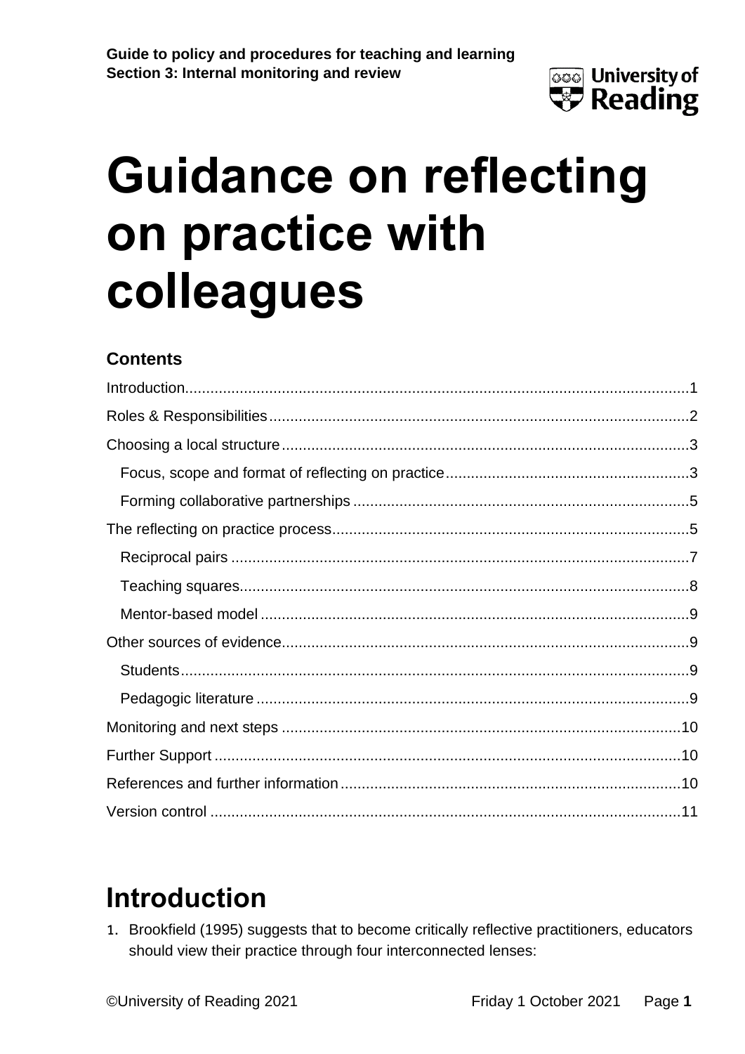Guide to policy and procedures for teaching and learning
Section 3: Internal monitoring and review

# Guidance on reflecting on practice with colleagues

## Contents

Introduction ..... 1
Roles & Responsibilities ..... 2
Choosing a local structure ..... 3
- Focus, scope and format of reflecting on practice ..... 3
- Forming collaborative partnerships ..... 5

The reflecting on practice process ..... 5
- Reciprocal pairs ..... 7
- Teaching squares ..... 8
- Mentor-based model ..... 9

Other sources of evidence ..... 9
- Students ..... 9
- Pedagogic literature ..... 9

Monitoring and next steps ..... 10
Further Support ..... 10
References and further information ..... 10
Version control ..... 11

## Introduction

1. Brookfield (1995) suggests that to become critically reflective practitioners, educators should view their practice through four interconnected lenses: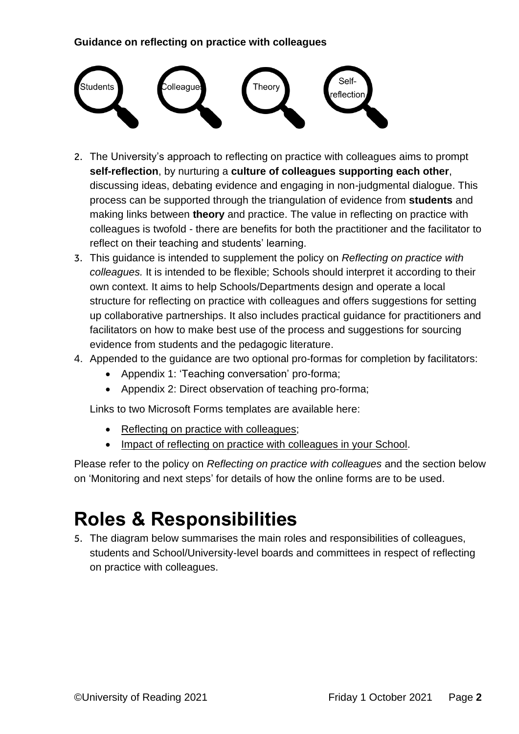**Guidance on reflecting on practice with colleagues**

Students Colleagues Theory Self-reflection

2. The University's approach to reflecting on practice with colleagues aims to prompt **self-reflection**, by nurturing a **culture of colleagues supporting each other**, discussing ideas, debating evidence and engaging in non-judgmental dialogue. This process can be supported through the triangulation of evidence from **students** and making links between **theory** and practice. The value in reflecting on practice with colleagues is twofold - there are benefits for both the practitioner and the facilitator to reflect on their teaching and students' learning.
3. This guidance is intended to supplement the policy on *Reflecting on practice with colleagues.* It is intended to be flexible; Schools should interpret it according to their own context. It aims to help Schools/Departments design and operate a local structure for reflecting on practice with colleagues and offers suggestions for setting up collaborative partnerships. It also includes practical guidance for practitioners and facilitators on how to make best use of the process and suggestions for sourcing evidence from students and the pedagogic literature.
4. Appended to the guidance are two optional pro-formas for completion by facilitators:
    - Appendix 1: 'Teaching conversation' pro-forma;
    - Appendix 2: Direct observation of teaching pro-forma;

    Links to two Microsoft Forms templates are available here:

    - Reflecting on practice with colleagues;
    - Impact of reflecting on practice with colleagues in your School.

Please refer to the policy on *Reflecting on practice with colleagues* and the section below on 'Monitoring and next steps' for details of how the online forms are to be used.

# Roles & Responsibilities

5. The diagram below summarises the main roles and responsibilities of colleagues, students and School/University-level boards and committees in respect of reflecting on practice with colleagues.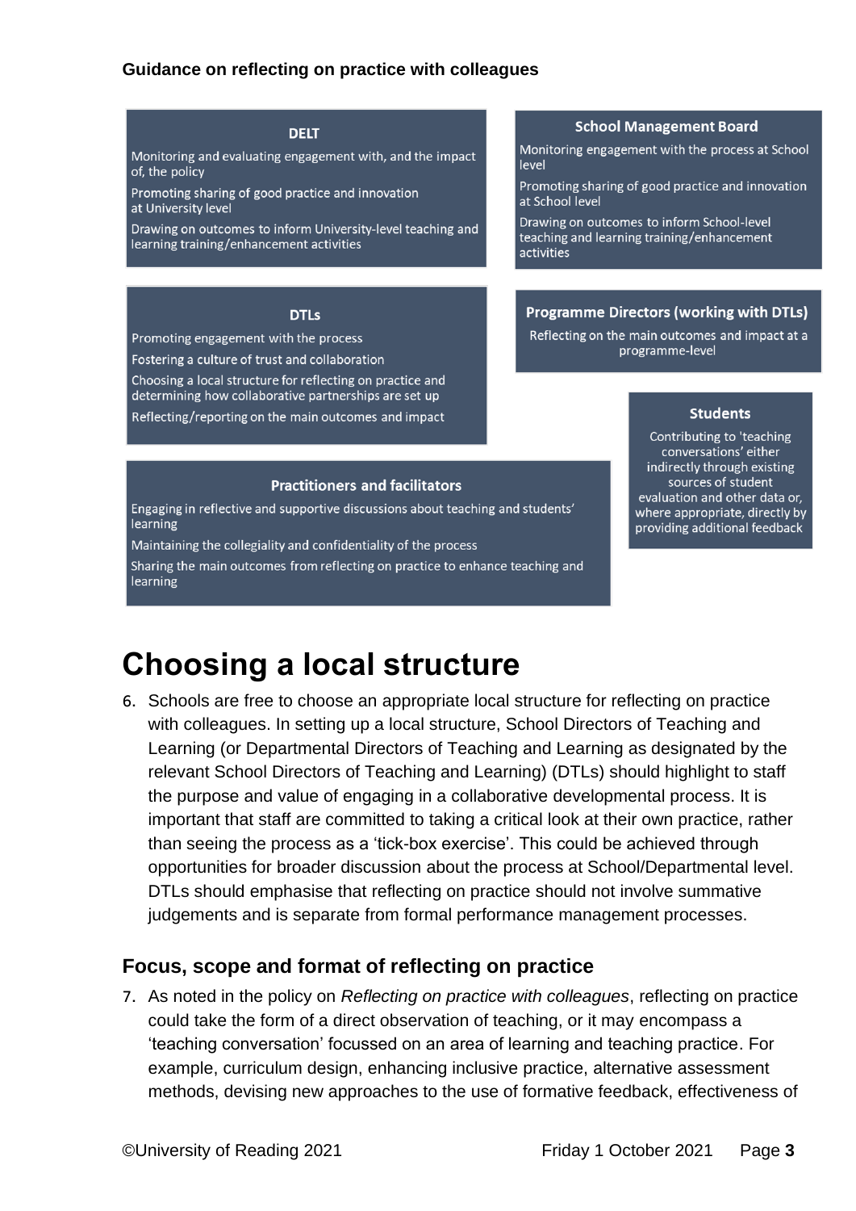**Guidance on reflecting on practice with colleagues**

**DELT**

Monitoring and evaluating engagement with, and the impact of, the policy

Promoting sharing of good practice and innovation at University level

Drawing on outcomes to inform University-level teaching and learning training/enhancement activities

**School Management Board**

Monitoring engagement with the process at School level

Promoting sharing of good practice and innovation at School level

Drawing on outcomes to inform School-level teaching and learning training/enhancement activities

**DTLs**

Promoting engagement with the process

Fostering a culture of trust and collaboration

Choosing a local structure for reflecting on practice and determining how collaborative partnerships are set up

Reflecting/reporting on the main outcomes and impact

**Programme Directors (working with DTLs)**

Reflecting on the main outcomes and impact at a programme-level

**Students**

Contributing to 'teaching conversations' either indirectly through existing sources of student evaluation and other data or, where appropriate, directly by providing additional feedback

**Practitioners and facilitators**

Engaging in reflective and supportive discussions about teaching and students' learning

Maintaining the collegiality and confidentiality of the process

Sharing the main outcomes from reflecting on practice to enhance teaching and learning

# Choosing a local structure

6. Schools are free to choose an appropriate local structure for reflecting on practice with colleagues. In setting up a local structure, School Directors of Teaching and Learning (or Departmental Directors of Teaching and Learning as designated by the relevant School Directors of Teaching and Learning) (DTLs) should highlight to staff the purpose and value of engaging in a collaborative developmental process. It is important that staff are committed to taking a critical look at their own practice, rather than seeing the process as a 'tick-box exercise'. This could be achieved through opportunities for broader discussion about the process at School/Departmental level. DTLs should emphasise that reflecting on practice should not involve summative judgements and is separate from formal performance management processes.

## Focus, scope and format of reflecting on practice

7. As noted in the policy on *Reflecting on practice with colleagues*, reflecting on practice could take the form of a direct observation of teaching, or it may encompass a 'teaching conversation' focussed on an area of learning and teaching practice. For example, curriculum design, enhancing inclusive practice, alternative assessment methods, devising new approaches to the use of formative feedback, effectiveness of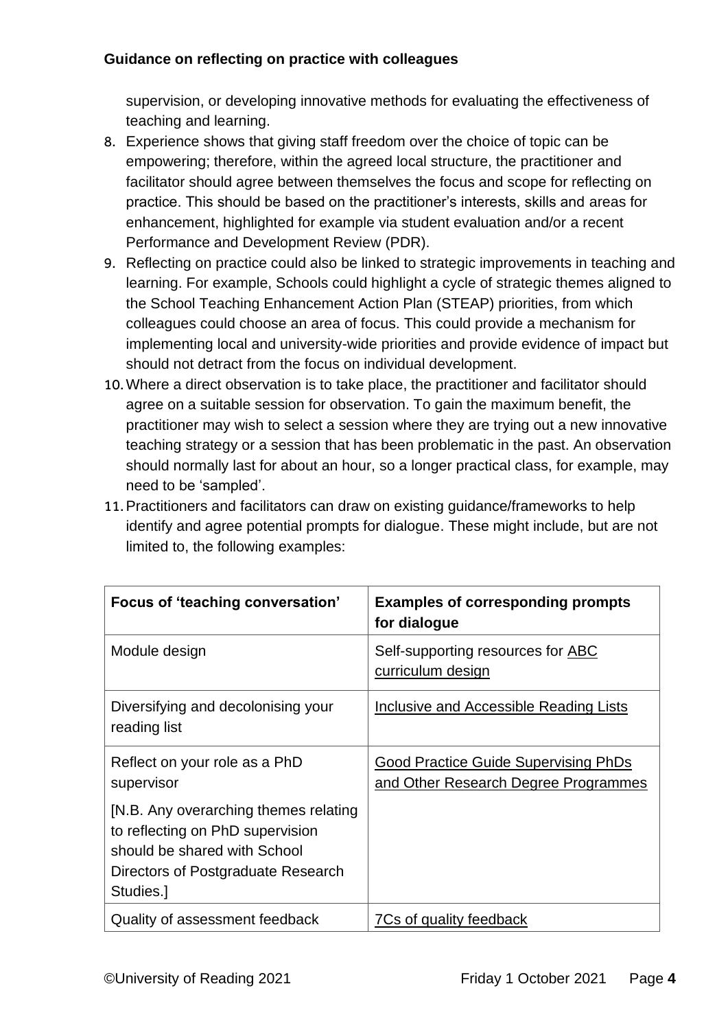supervision, or developing innovative methods for evaluating the effectiveness of teaching and learning.

8. Experience shows that giving staff freedom over the choice of topic can be empowering; therefore, within the agreed local structure, the practitioner and facilitator should agree between themselves the focus and scope for reflecting on practice. This should be based on the practitioner's interests, skills and areas for enhancement, highlighted for example via student evaluation and/or a recent Performance and Development Review (PDR).
9. Reflecting on practice could also be linked to strategic improvements in teaching and learning. For example, Schools could highlight a cycle of strategic themes aligned to the School Teaching Enhancement Action Plan (STEAP) priorities, from which colleagues could choose an area of focus. This could provide a mechanism for implementing local and university-wide priorities and provide evidence of impact but should not detract from the focus on individual development.
10. Where a direct observation is to take place, the practitioner and facilitator should agree on a suitable session for observation. To gain the maximum benefit, the practitioner may wish to select a session where they are trying out a new innovative teaching strategy or a session that has been problematic in the past. An observation should normally last for about an hour, so a longer practical class, for example, may need to be 'sampled'.
11. Practitioners and facilitators can draw on existing guidance/frameworks to help identify and agree potential prompts for dialogue. These might include, but are not limited to, the following examples:

| Focus of 'teaching conversation' | Examples of corresponding prompts for dialogue |
|---|---|
| Module design | Self-supporting resources for ABC curriculum design |
| Diversifying and decolonising your reading list | Inclusive and Accessible Reading Lists |
| Reflect on your role as a PhD supervisor<br><br>[N.B. Any overarching themes relating to reflecting on PhD supervision should be shared with School Directors of Postgraduate Research Studies.] | Good Practice Guide Supervising PhDs and Other Research Degree Programmes |
| Quality of assessment feedback | 7Cs of quality feedback |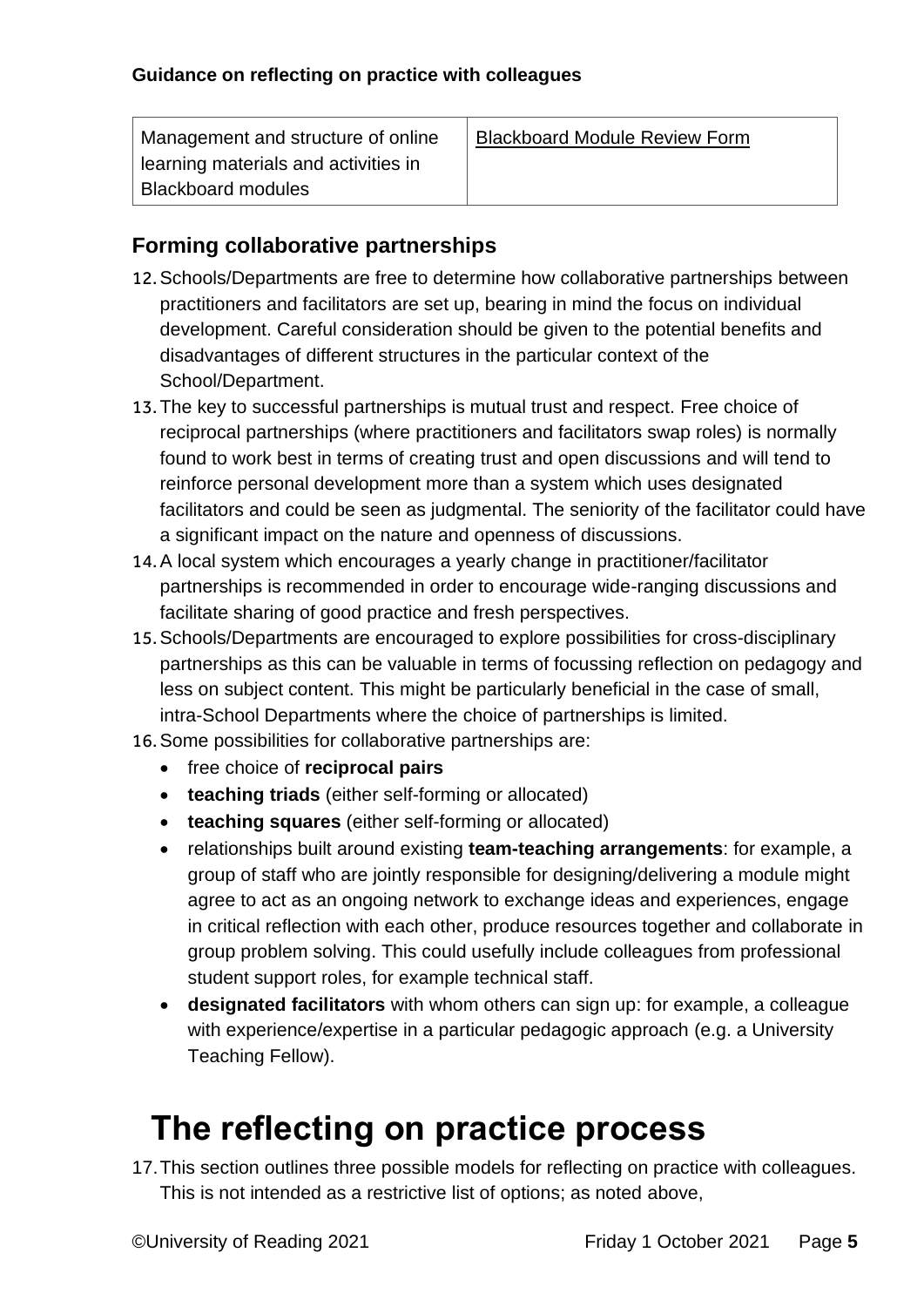| Management and structure of online learning materials and activities in Blackboard modules | Blackboard Module Review Form |
| --- | --- |

## Forming collaborative partnerships

12. Schools/Departments are free to determine how collaborative partnerships between practitioners and facilitators are set up, bearing in mind the focus on individual development. Careful consideration should be given to the potential benefits and disadvantages of different structures in the particular context of the School/Department.
13. The key to successful partnerships is mutual trust and respect. Free choice of reciprocal partnerships (where practitioners and facilitators swap roles) is normally found to work best in terms of creating trust and open discussions and will tend to reinforce personal development more than a system which uses designated facilitators and could be seen as judgmental. The seniority of the facilitator could have a significant impact on the nature and openness of discussions.
14. A local system which encourages a yearly change in practitioner/facilitator partnerships is recommended in order to encourage wide-ranging discussions and facilitate sharing of good practice and fresh perspectives.
15. Schools/Departments are encouraged to explore possibilities for cross-disciplinary partnerships as this can be valuable in terms of focussing reflection on pedagogy and less on subject content. This might be particularly beneficial in the case of small, intra-School Departments where the choice of partnerships is limited.
16. Some possibilities for collaborative partnerships are:
    - free choice of **reciprocal pairs**
    - **teaching triads** (either self-forming or allocated)
    - **teaching squares** (either self-forming or allocated)
    - relationships built around existing **team-teaching arrangements**: for example, a group of staff who are jointly responsible for designing/delivering a module might agree to act as an ongoing network to exchange ideas and experiences, engage in critical reflection with each other, produce resources together and collaborate in group problem solving. This could usefully include colleagues from professional student support roles, for example technical staff.
    - **designated facilitators** with whom others can sign up: for example, a colleague with experience/expertise in a particular pedagogic approach (e.g. a University Teaching Fellow).

# The reflecting on practice process

17. This section outlines three possible models for reflecting on practice with colleagues. This is not intended as a restrictive list of options; as noted above,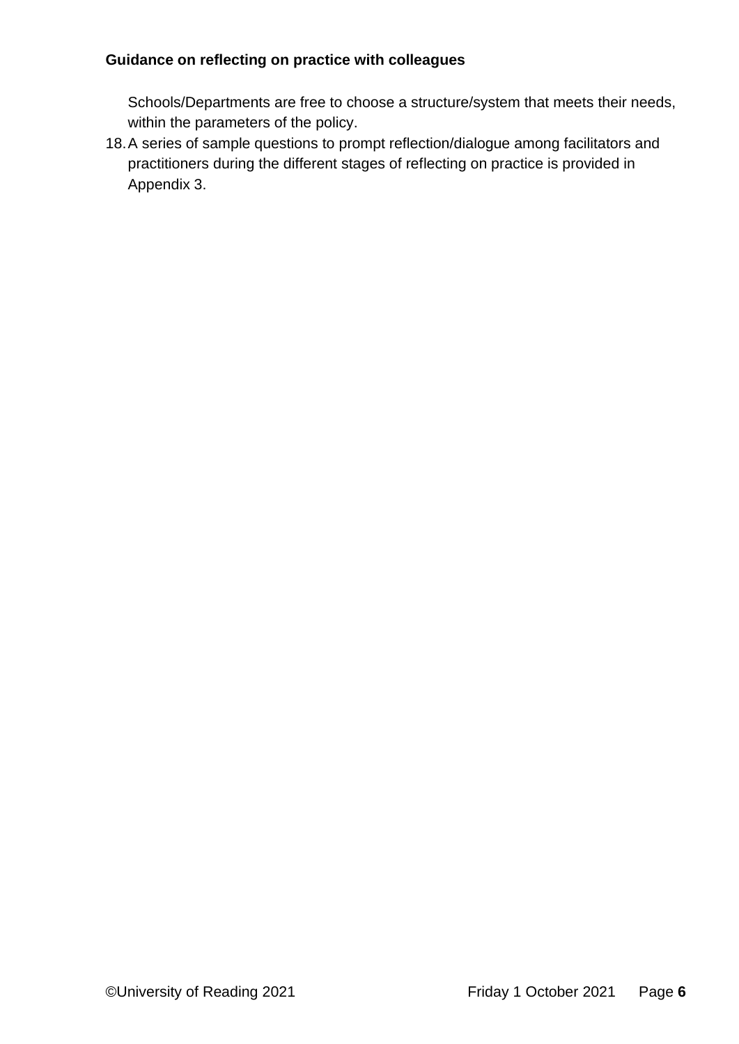**Guidance on reflecting on practice with colleagues**

Schools/Departments are free to choose a structure/system that meets their needs, within the parameters of the policy.

18. A series of sample questions to prompt reflection/dialogue among facilitators and practitioners during the different stages of reflecting on practice is provided in Appendix 3.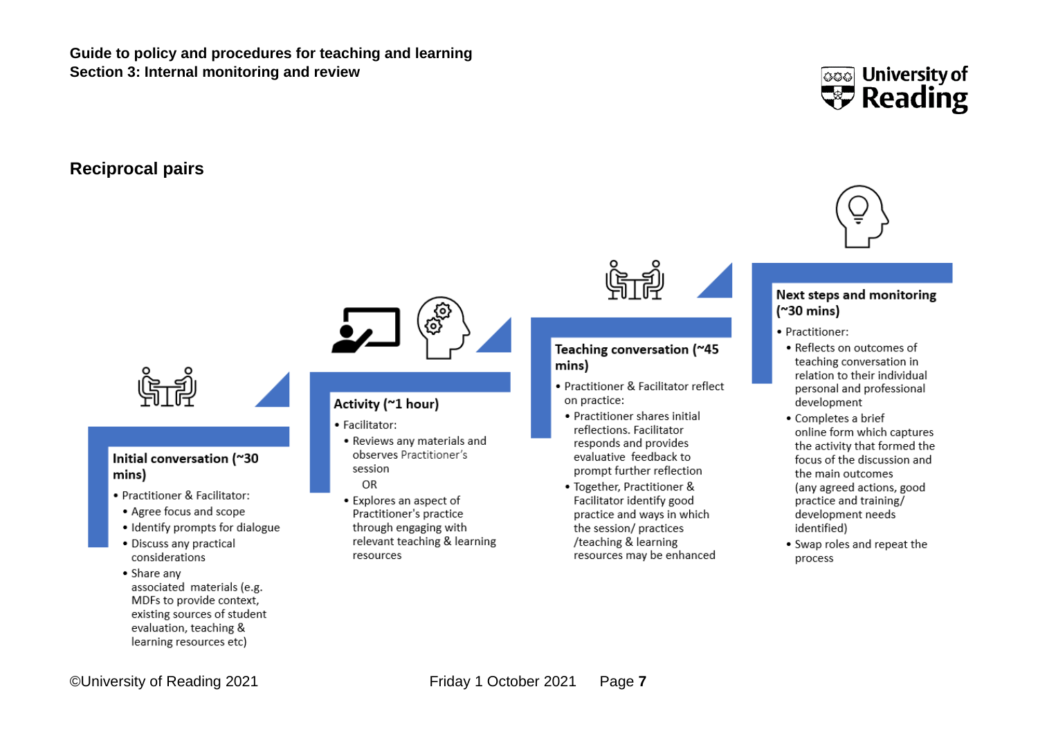## Reciprocal pairs

### Initial conversation (~30 mins)

- Practitioner & Facilitator:
  - Agree focus and scope
  - Identify prompts for dialogue
  - Discuss any practical considerations
  - Share any associated materials (e.g. MDFs to provide context, existing sources of student evaluation, teaching & learning resources etc)

### Activity (~1 hour)

- Facilitator:
  - Reviews any materials and observes Practitioner's session

    OR
  - Explores an aspect of Practitioner's practice through engaging with relevant teaching & learning resources

### Teaching conversation (~45 mins)

- Practitioner & Facilitator reflect on practice:
  - Practitioner shares initial reflections. Facilitator responds and provides evaluative feedback to prompt further reflection
  - Together, Practitioner & Facilitator identify good practice and ways in which the session/ practices /teaching & learning resources may be enhanced

### Next steps and monitoring (~30 mins)

- Practitioner:
  - Reflects on outcomes of teaching conversation in relation to their individual personal and professional development
  - Completes a brief online form which captures the activity that formed the focus of the discussion and the main outcomes (any agreed actions, good practice and training/ development needs identified)
  - Swap roles and repeat the process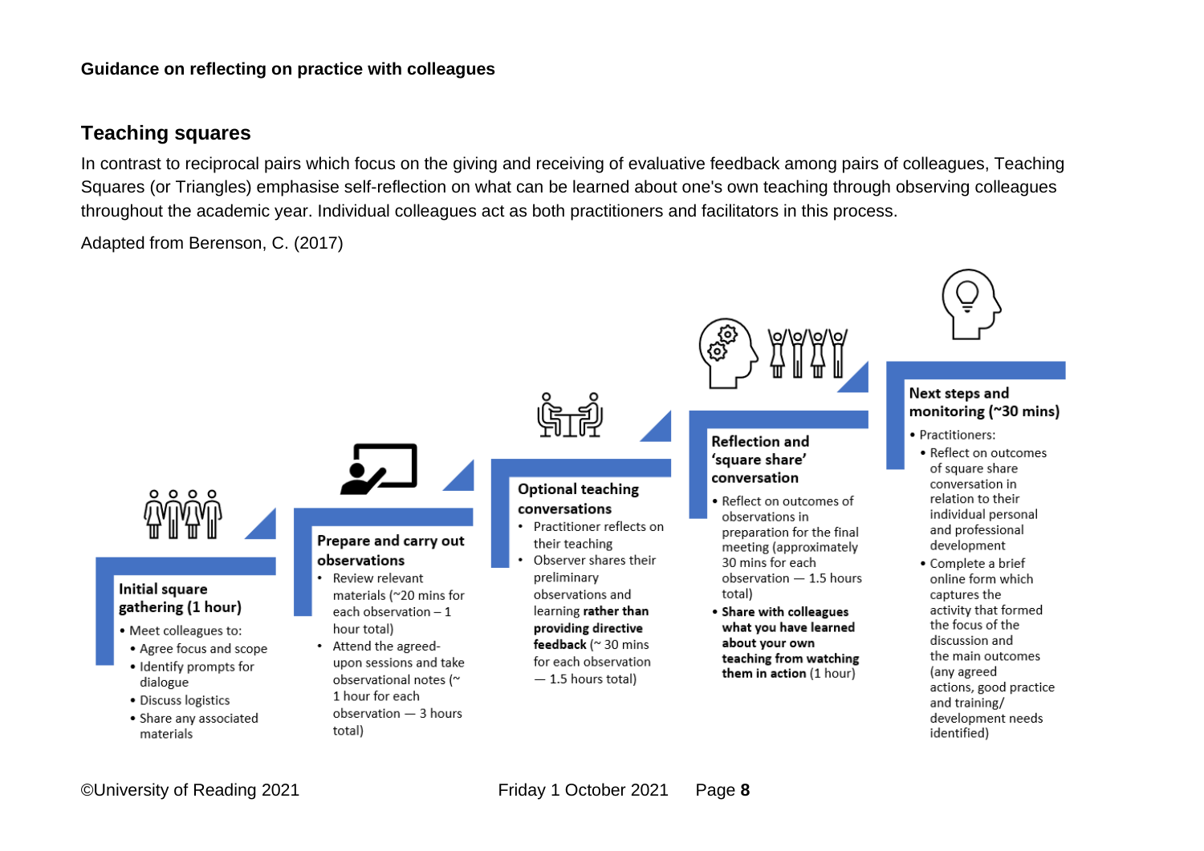**Guidance on reflecting on practice with colleagues**

## Teaching squares

In contrast to reciprocal pairs which focus on the giving and receiving of evaluative feedback among pairs of colleagues, Teaching Squares (or Triangles) emphasise self-reflection on what can be learned about one's own teaching through observing colleagues throughout the academic year. Individual colleagues act as both practitioners and facilitators in this process.

Adapted from Berenson, C. (2017)

**Initial square gathering (1 hour)**

- Meet colleagues to:
  - Agree focus and scope
  - Identify prompts for dialogue
  - Discuss logistics
  - Share any associated materials

**Prepare and carry out observations**

- Review relevant materials (~20 mins for each observation – 1 hour total)
- Attend the agreed-upon sessions and take observational notes (~ 1 hour for each observation — 3 hours total)

**Optional teaching conversations**

- Practitioner reflects on their teaching
- Observer shares their preliminary observations and learning **rather than providing directive feedback** (~ 30 mins for each observation — 1.5 hours total)

**Reflection and 'square share' conversation**

- Reflect on outcomes of observations in preparation for the final meeting (approximately 30 mins for each observation — 1.5 hours total)
- **Share with colleagues what you have learned about your own teaching from watching them in action** (1 hour)

**Next steps and monitoring (~30 mins)**

- Practitioners:
  - Reflect on outcomes of square share conversation in relation to their individual personal and professional development
  - Complete a brief online form which captures the activity that formed the focus of the discussion and the main outcomes (any agreed actions, good practice and training/ development needs identified)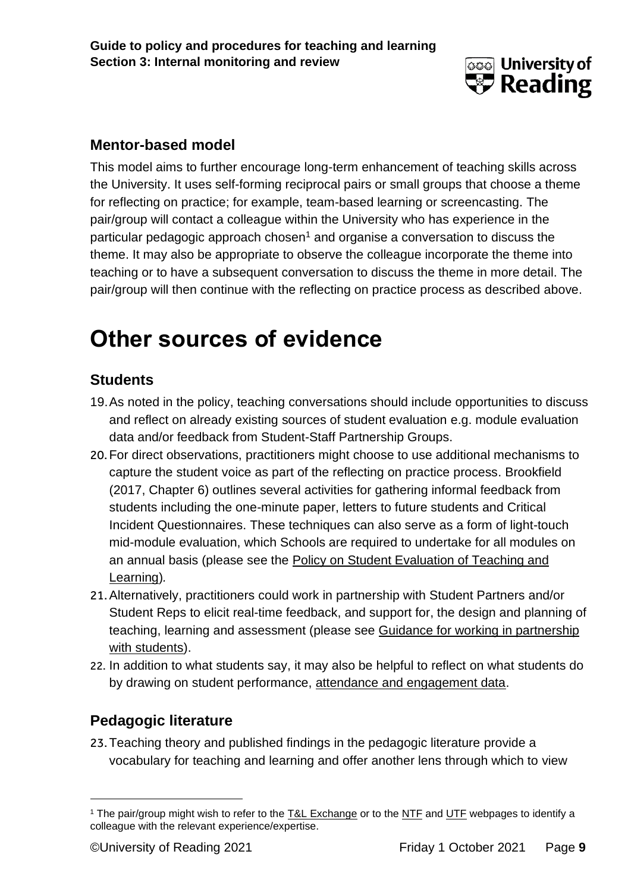### Mentor-based model

This model aims to further encourage long-term enhancement of teaching skills across the University. It uses self-forming reciprocal pairs or small groups that choose a theme for reflecting on practice; for example, team-based learning or screencasting. The pair/group will contact a colleague within the University who has experience in the particular pedagogic approach chosen[1] and organise a conversation to discuss the theme. It may also be appropriate to observe the colleague incorporate the theme into teaching or to have a subsequent conversation to discuss the theme in more detail. The pair/group will then continue with the reflecting on practice process as described above.

# Other sources of evidence

### Students

19. As noted in the policy, teaching conversations should include opportunities to discuss and reflect on already existing sources of student evaluation e.g. module evaluation data and/or feedback from Student-Staff Partnership Groups.
20. For direct observations, practitioners might choose to use additional mechanisms to capture the student voice as part of the reflecting on practice process. Brookfield (2017, Chapter 6) outlines several activities for gathering informal feedback from students including the one-minute paper, letters to future students and Critical Incident Questionnaires. These techniques can also serve as a form of light-touch mid-module evaluation, which Schools are required to undertake for all modules on an annual basis (please see the Policy on Student Evaluation of Teaching and Learning).
21. Alternatively, practitioners could work in partnership with Student Partners and/or Student Reps to elicit real-time feedback, and support for, the design and planning of teaching, learning and assessment (please see Guidance for working in partnership with students).
22. In addition to what students say, it may also be helpful to reflect on what students do by drawing on student performance, attendance and engagement data.

### Pedagogic literature

23. Teaching theory and published findings in the pedagogic literature provide a vocabulary for teaching and learning and offer another lens through which to view

[1] The pair/group might wish to refer to the T&L Exchange or to the NTF and UTF webpages to identify a colleague with the relevant experience/expertise.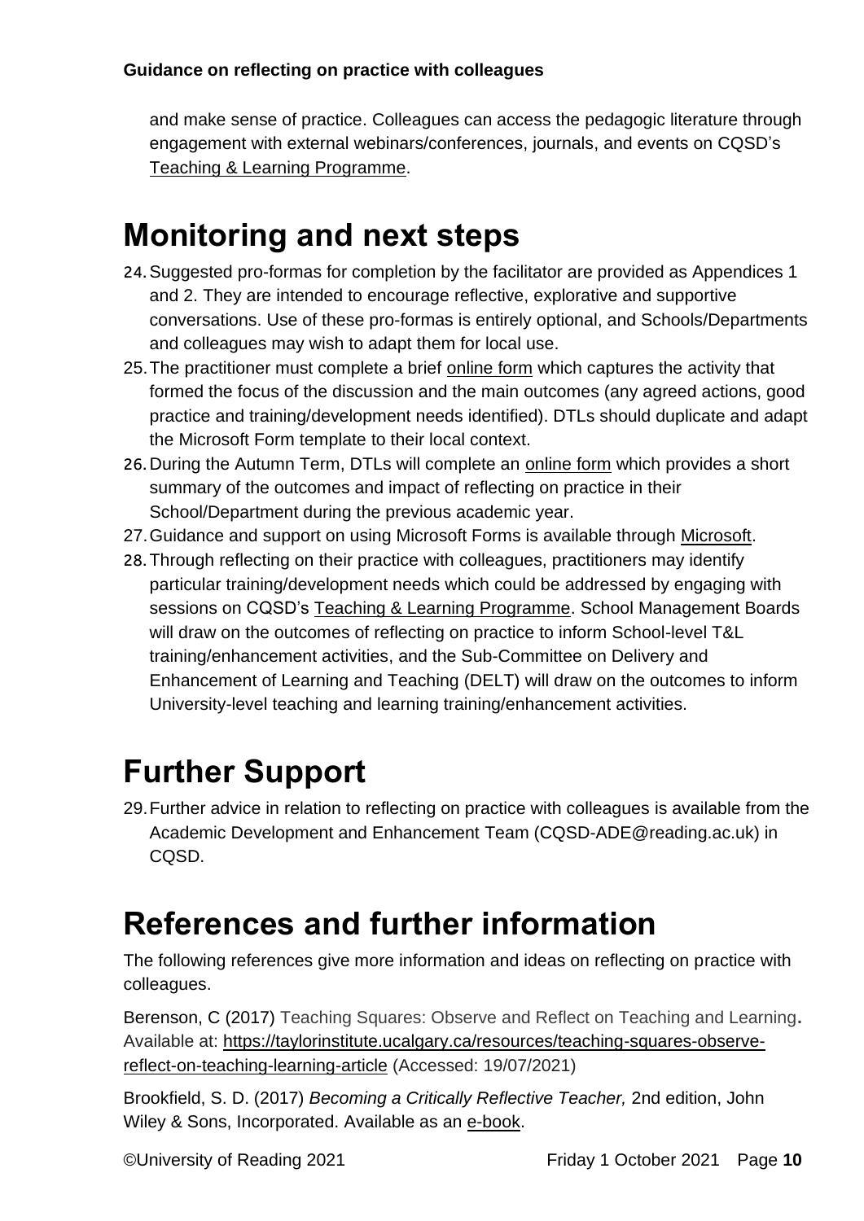and make sense of practice. Colleagues can access the pedagogic literature through engagement with external webinars/conferences, journals, and events on CQSD's Teaching & Learning Programme.

# Monitoring and next steps

24. Suggested pro-formas for completion by the facilitator are provided as Appendices 1 and 2. They are intended to encourage reflective, explorative and supportive conversations. Use of these pro-formas is entirely optional, and Schools/Departments and colleagues may wish to adapt them for local use.
25. The practitioner must complete a brief online form which captures the activity that formed the focus of the discussion and the main outcomes (any agreed actions, good practice and training/development needs identified). DTLs should duplicate and adapt the Microsoft Form template to their local context.
26. During the Autumn Term, DTLs will complete an online form which provides a short summary of the outcomes and impact of reflecting on practice in their School/Department during the previous academic year.
27. Guidance and support on using Microsoft Forms is available through Microsoft.
28. Through reflecting on their practice with colleagues, practitioners may identify particular training/development needs which could be addressed by engaging with sessions on CQSD's Teaching & Learning Programme. School Management Boards will draw on the outcomes of reflecting on practice to inform School-level T&L training/enhancement activities, and the Sub-Committee on Delivery and Enhancement of Learning and Teaching (DELT) will draw on the outcomes to inform University-level teaching and learning training/enhancement activities.

# Further Support

29. Further advice in relation to reflecting on practice with colleagues is available from the Academic Development and Enhancement Team (CQSD-ADE@reading.ac.uk) in CQSD.

# References and further information

The following references give more information and ideas on reflecting on practice with colleagues.

Berenson, C (2017) Teaching Squares: Observe and Reflect on Teaching and Learning**.** Available at: https://taylorinstitute.ucalgary.ca/resources/teaching-squares-observe-reflect-on-teaching-learning-article (Accessed: 19/07/2021)

Brookfield, S. D. (2017) *Becoming a Critically Reflective Teacher,* 2nd edition, John Wiley & Sons, Incorporated. Available as an e-book.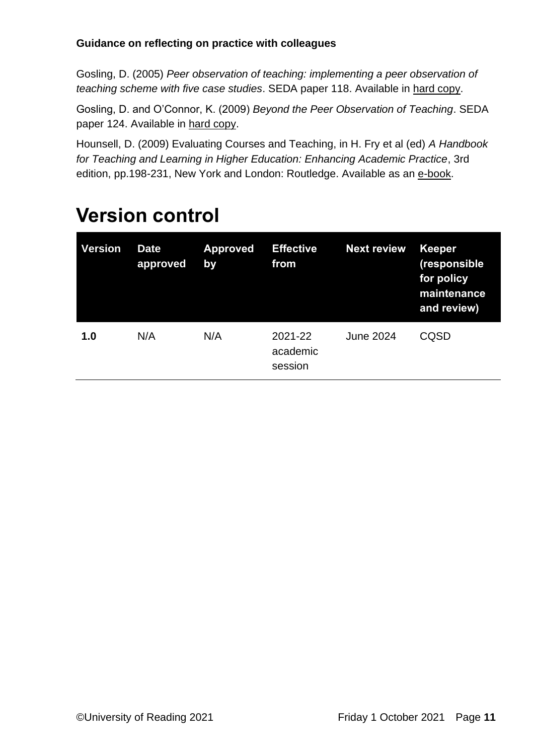**Guidance on reflecting on practice with colleagues**

Gosling, D. (2005) *Peer observation of teaching: implementing a peer observation of teaching scheme with five case studies*. SEDA paper 118. Available in hard copy.

Gosling, D. and O'Connor, K. (2009) *Beyond the Peer Observation of Teaching*. SEDA paper 124. Available in hard copy.

Hounsell, D. (2009) Evaluating Courses and Teaching, in H. Fry et al (ed) *A Handbook for Teaching and Learning in Higher Education: Enhancing Academic Practice*, 3rd edition, pp.198-231, New York and London: Routledge. Available as an e-book.

# Version control

| Version | Date approved | Approved by | Effective from | Next review | Keeper (responsible for policy maintenance and review) |
|---|---|---|---|---|---|
| **1.0** | N/A | N/A | 2021-22 academic session | June 2024 | CQSD |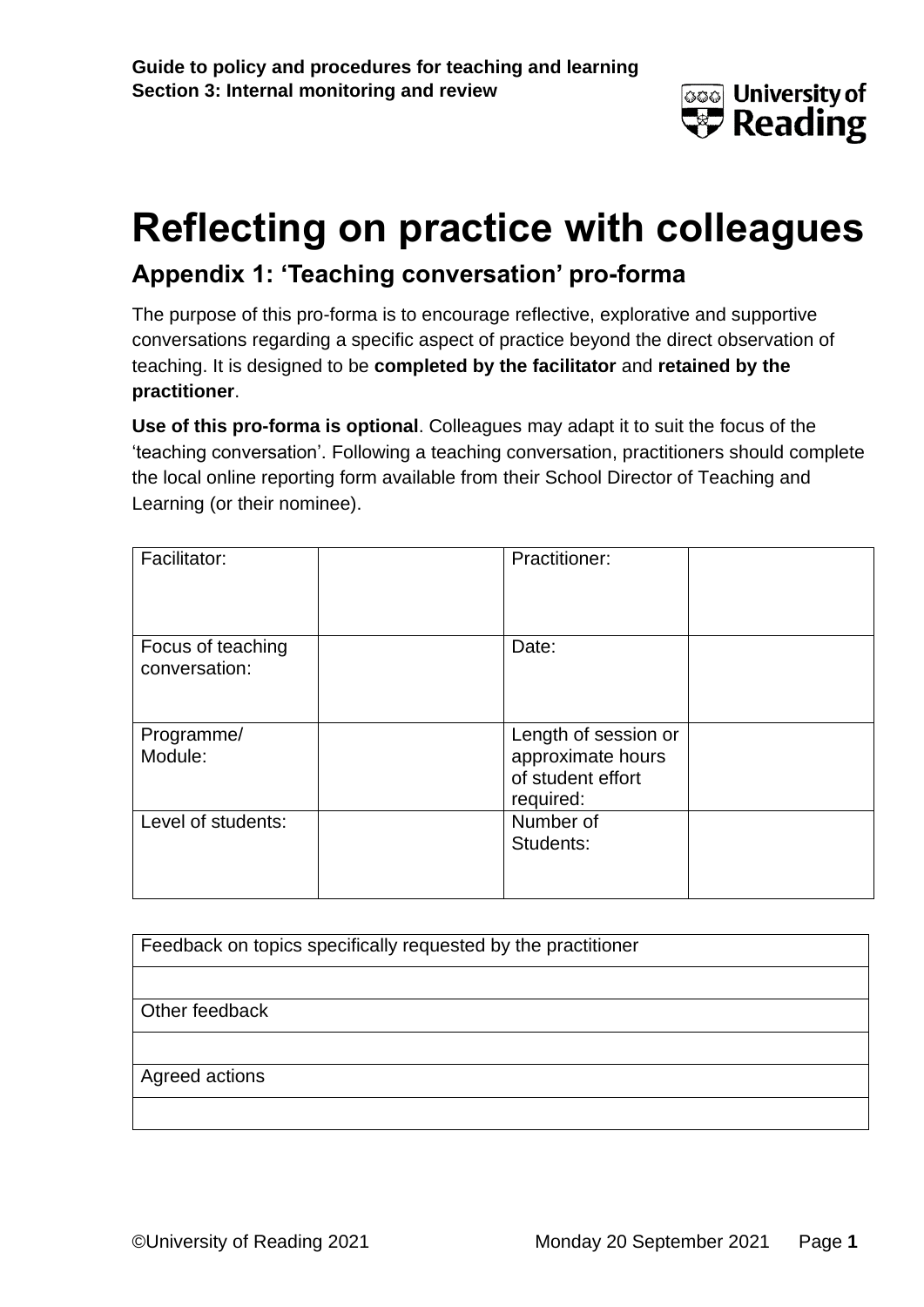# Reflecting on practice with colleagues

## Appendix 1: 'Teaching conversation' pro-forma

The purpose of this pro-forma is to encourage reflective, explorative and supportive conversations regarding a specific aspect of practice beyond the direct observation of teaching. It is designed to be **completed by the facilitator** and **retained by the practitioner**.

**Use of this pro-forma is optional**. Colleagues may adapt it to suit the focus of the 'teaching conversation'. Following a teaching conversation, practitioners should complete the local online reporting form available from their School Director of Teaching and Learning (or their nominee).

| Facilitator: | | Practitioner: | |
|---|---|---|---|
| Focus of teaching conversation: | | Date: | |
| Programme/ Module: | | Length of session or approximate hours of student effort required: | |
| Level of students: | | Number of Students: | |

| Feedback on topics specifically requested by the practitioner |
|---|
| |
| Other feedback |
| |
| Agreed actions |
| |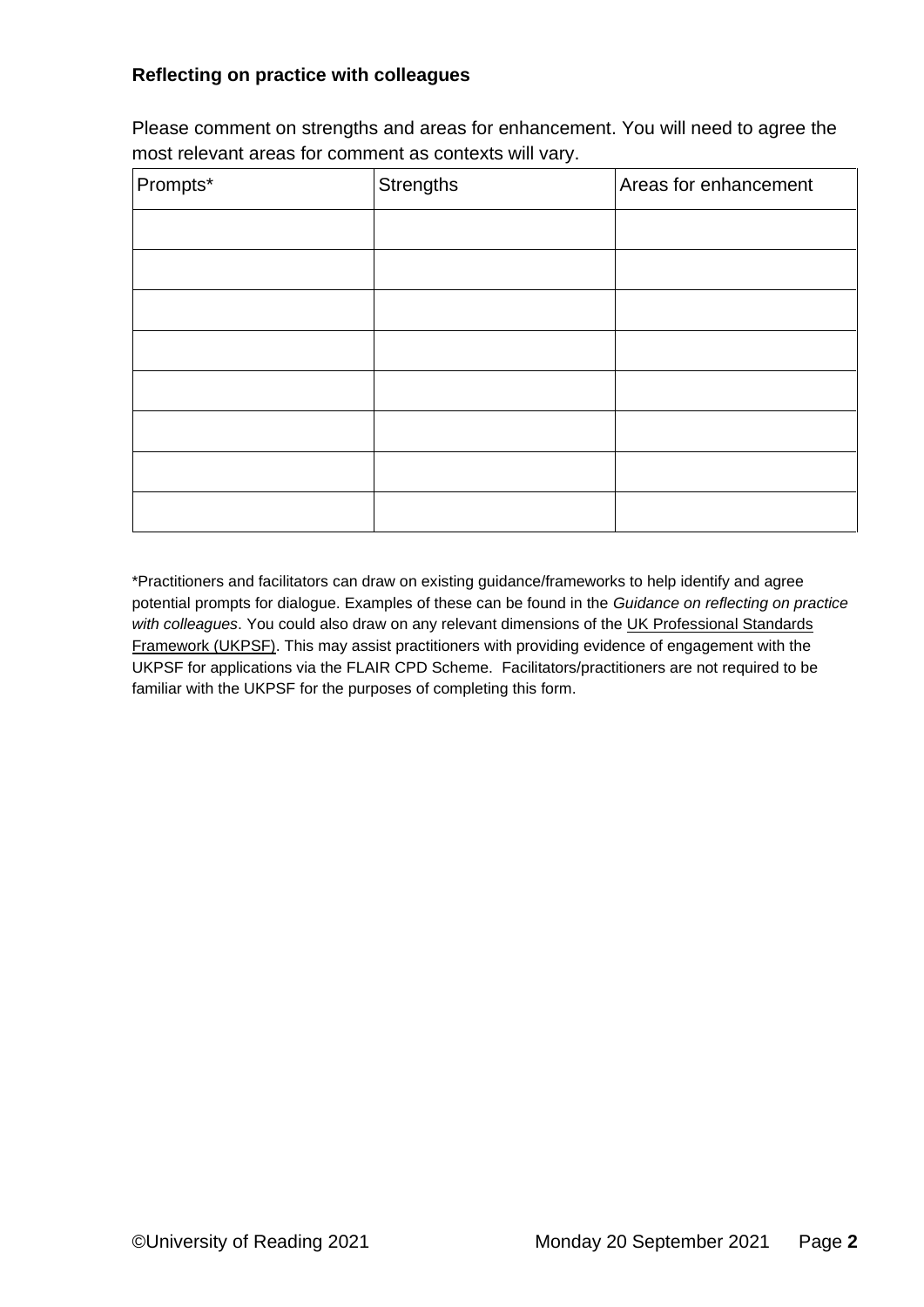**Reflecting on practice with colleagues**

Please comment on strengths and areas for enhancement. You will need to agree the most relevant areas for comment as contexts will vary.

| Prompts* | Strengths | Areas for enhancement |
| --- | --- | --- |
| | | |
| | | |
| | | |
| | | |
| | | |
| | | |
| | | |
| | | |

*Practitioners and facilitators can draw on existing guidance/frameworks to help identify and agree potential prompts for dialogue. Examples of these can be found in the *Guidance on reflecting on practice with colleagues*. You could also draw on any relevant dimensions of the UK Professional Standards Framework (UKPSF). This may assist practitioners with providing evidence of engagement with the UKPSF for applications via the FLAIR CPD Scheme. Facilitators/practitioners are not required to be familiar with the UKPSF for the purposes of completing this form.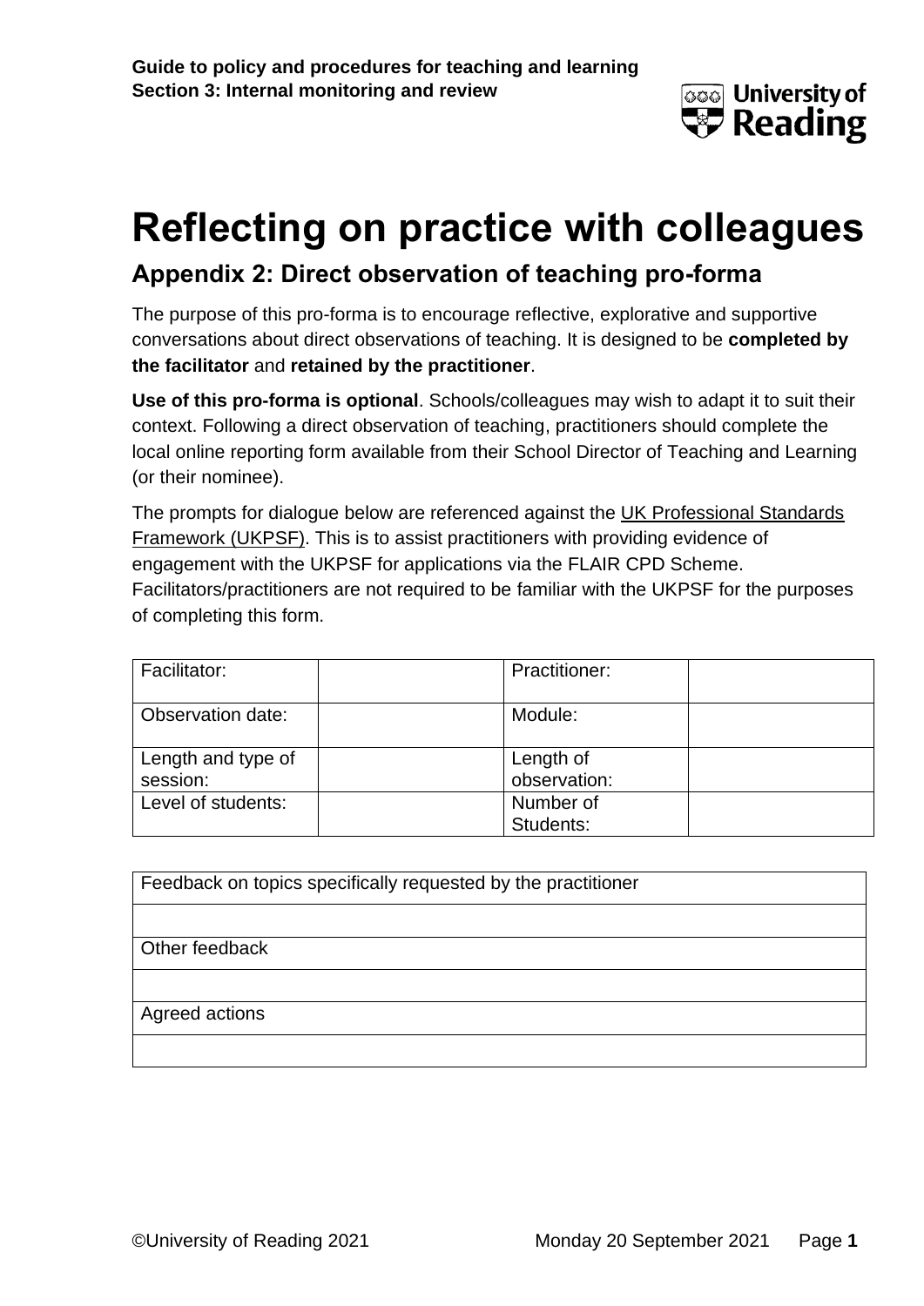# Reflecting on practice with colleagues

## Appendix 2: Direct observation of teaching pro-forma

The purpose of this pro-forma is to encourage reflective, explorative and supportive conversations about direct observations of teaching. It is designed to be **completed by the facilitator** and **retained by the practitioner**.

**Use of this pro-forma is optional**. Schools/colleagues may wish to adapt it to suit their context. Following a direct observation of teaching, practitioners should complete the local online reporting form available from their School Director of Teaching and Learning (or their nominee).

The prompts for dialogue below are referenced against the UK Professional Standards Framework (UKPSF). This is to assist practitioners with providing evidence of engagement with the UKPSF for applications via the FLAIR CPD Scheme. Facilitators/practitioners are not required to be familiar with the UKPSF for the purposes of completing this form.

| Facilitator: | | Practitioner: | |
|---|---|---|---|
| Observation date: | | Module: | |
| Length and type of session: | | Length of observation: | |
| Level of students: | | Number of Students: | |

| Feedback on topics specifically requested by the practitioner |
|---|
| |
| Other feedback |
| |
| Agreed actions |
| |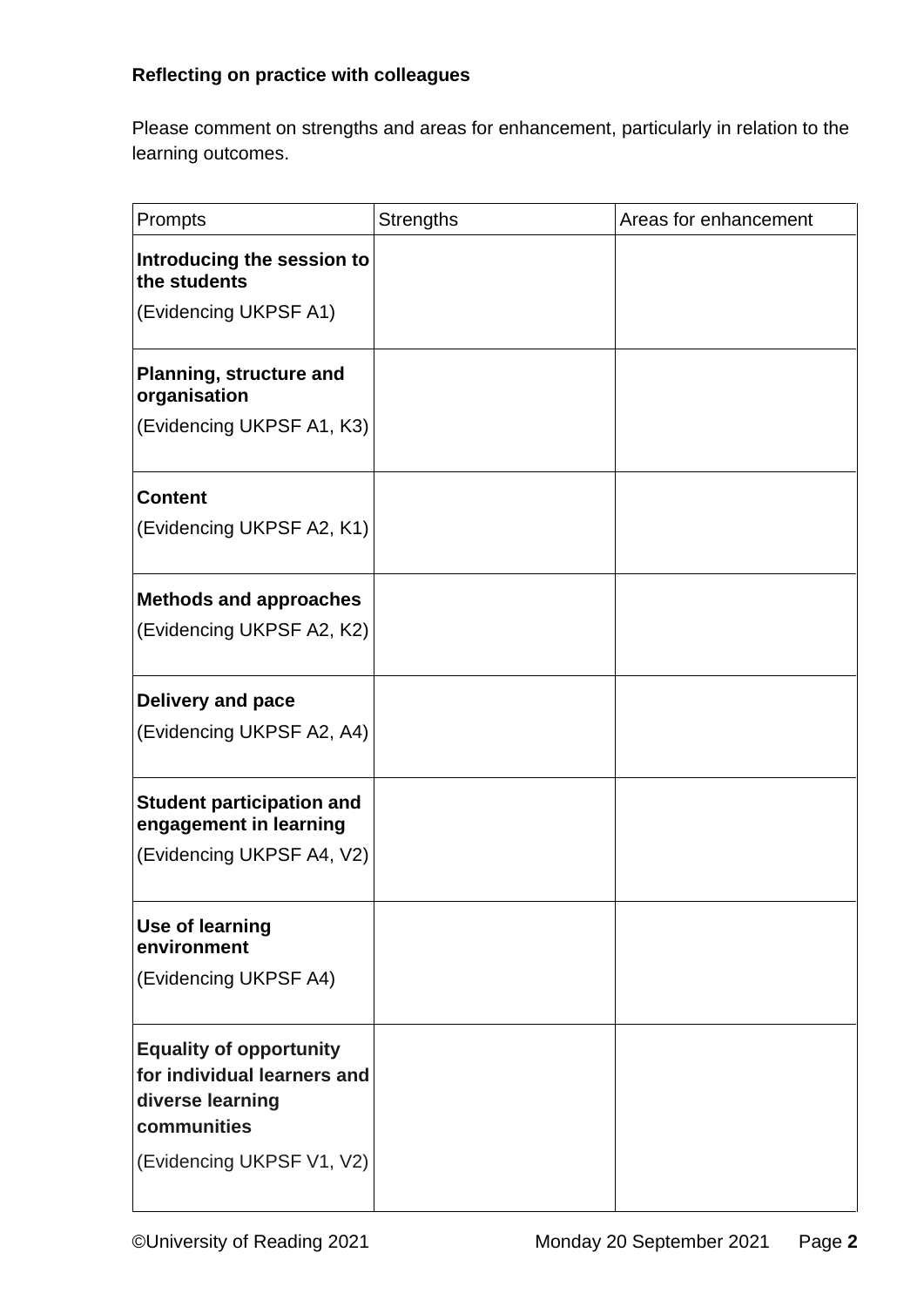**Reflecting on practice with colleagues**

Please comment on strengths and areas for enhancement, particularly in relation to the learning outcomes.

| Prompts | Strengths | Areas for enhancement |
|---|---|---|
| **Introducing the session to the students** (Evidencing UKPSF A1) | | |
| **Planning, structure and organisation** (Evidencing UKPSF A1, K3) | | |
| **Content** (Evidencing UKPSF A2, K1) | | |
| **Methods and approaches** (Evidencing UKPSF A2, K2) | | |
| **Delivery and pace** (Evidencing UKPSF A2, A4) | | |
| **Student participation and engagement in learning** (Evidencing UKPSF A4, V2) | | |
| **Use of learning environment** (Evidencing UKPSF A4) | | |
| **Equality of opportunity for individual learners and diverse learning communities** (Evidencing UKPSF V1, V2) | | |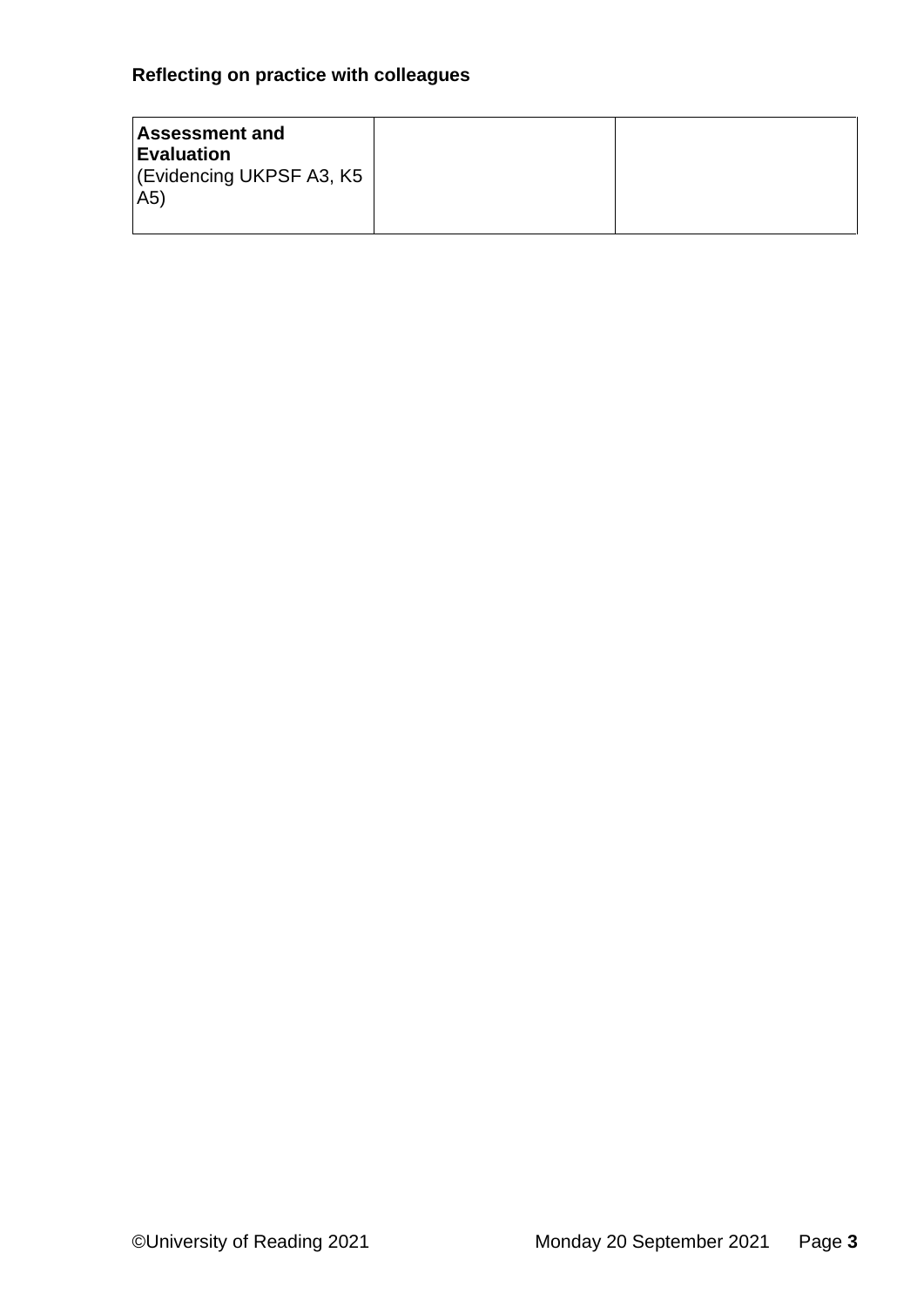**Reflecting on practice with colleagues**

| **Assessment and Evaluation** (Evidencing UKPSF A3, K5 A5) | | |
|---|---|---|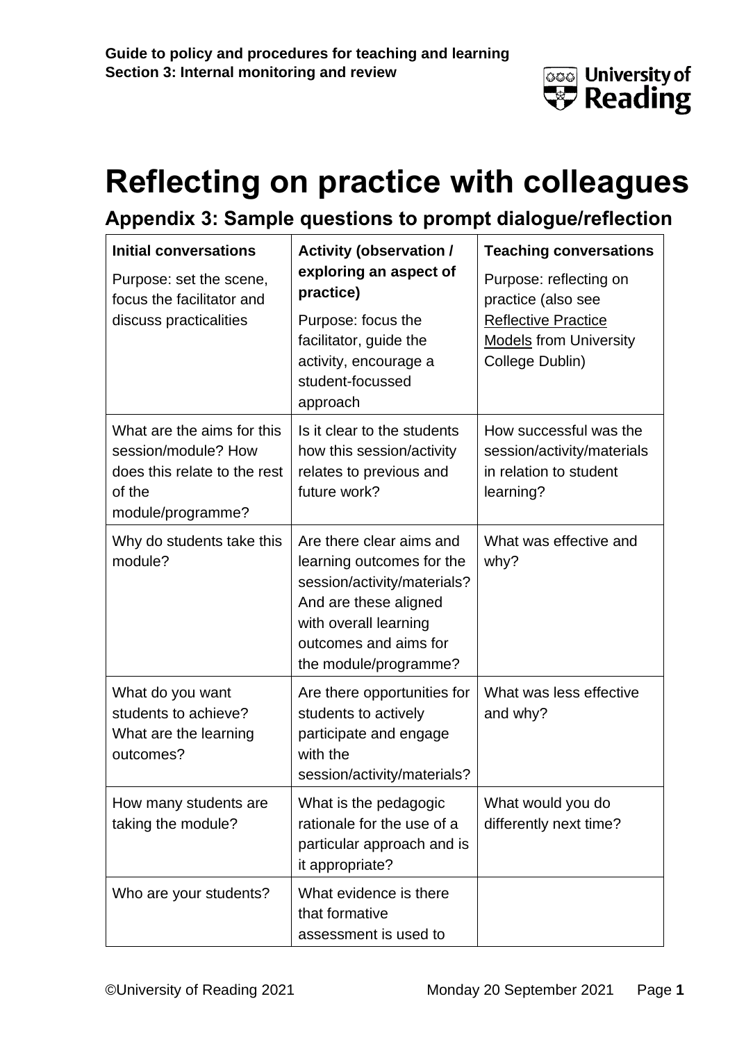# Reflecting on practice with colleagues

## Appendix 3: Sample questions to prompt dialogue/reflection

| **Initial conversations**<br>Purpose: set the scene, focus the facilitator and discuss practicalities | **Activity (observation / exploring an aspect of practice)**<br>Purpose: focus the facilitator, guide the activity, encourage a student-focussed approach | **Teaching conversations**<br>Purpose: reflecting on practice (also see Reflective Practice Models from University College Dublin) |
|---|---|---|
| What are the aims for this session/module? How does this relate to the rest of the module/programme? | Is it clear to the students how this session/activity relates to previous and future work? | How successful was the session/activity/materials in relation to student learning? |
| Why do students take this module? | Are there clear aims and learning outcomes for the session/activity/materials? And are these aligned with overall learning outcomes and aims for the module/programme? | What was effective and why? |
| What do you want students to achieve? What are the learning outcomes? | Are there opportunities for students to actively participate and engage with the session/activity/materials? | What was less effective and why? |
| How many students are taking the module? | What is the pedagogic rationale for the use of a particular approach and is it appropriate? | What would you do differently next time? |
| Who are your students? | What evidence is there that formative assessment is used to | |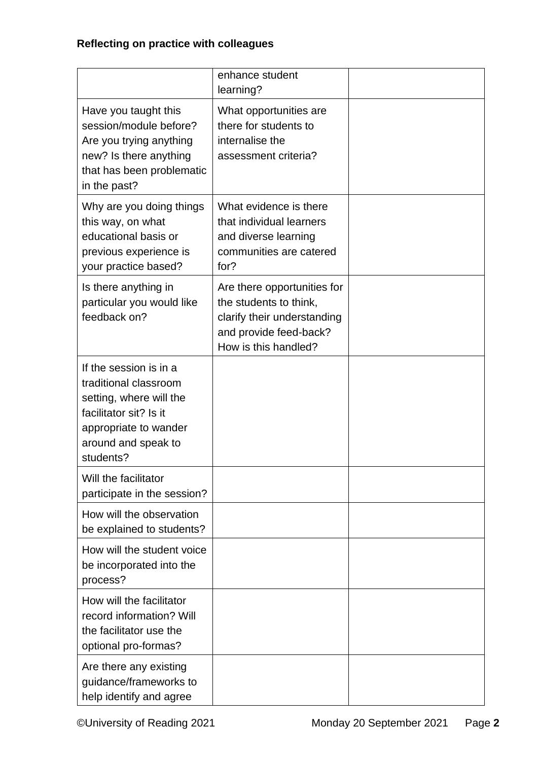**Reflecting on practice with colleagues**

| | | |
|---|---|---|
| | enhance student learning? | |
| Have you taught this session/module before? Are you trying anything new? Is there anything that has been problematic in the past? | What opportunities are there for students to internalise the assessment criteria? | |
| Why are you doing things this way, on what educational basis or previous experience is your practice based? | What evidence is there that individual learners and diverse learning communities are catered for? | |
| Is there anything in particular you would like feedback on? | Are there opportunities for the students to think, clarify their understanding and provide feed-back? How is this handled? | |
| If the session is in a traditional classroom setting, where will the facilitator sit? Is it appropriate to wander around and speak to students? | | |
| Will the facilitator participate in the session? | | |
| How will the observation be explained to students? | | |
| How will the student voice be incorporated into the process? | | |
| How will the facilitator record information? Will the facilitator use the optional pro-formas? | | |
| Are there any existing guidance/frameworks to help identify and agree | | |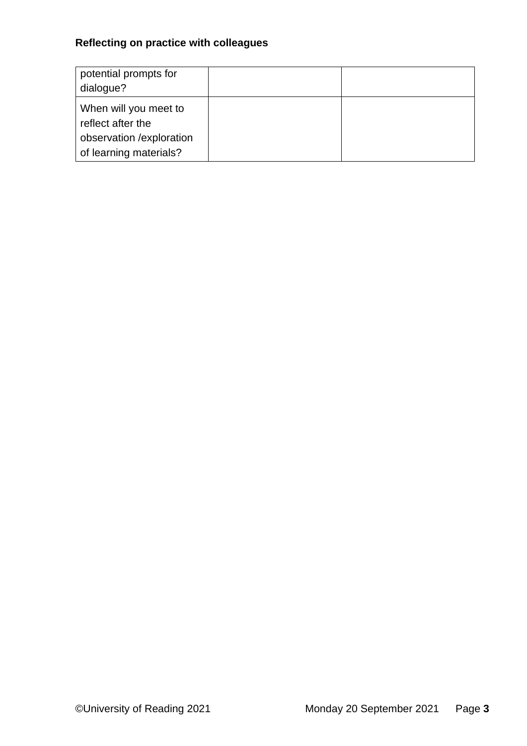**Reflecting on practice with colleagues**

| | | |
|---|---|---|
| potential prompts for dialogue? | | |
| When will you meet to reflect after the observation /exploration of learning materials? | | |